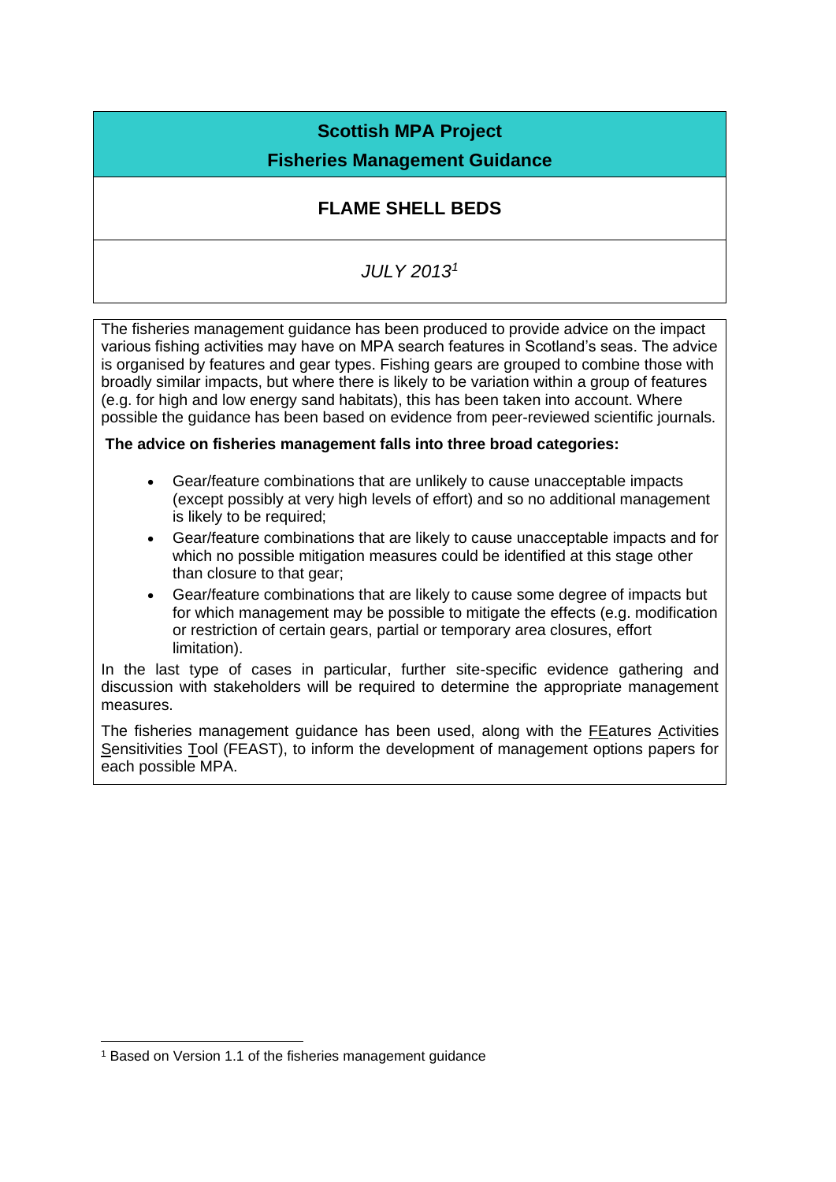# Scottish MPA Project

## Fisheries Management Guidance

## FLAME SHELL BEDS

*JULY 2013*[1]

The fisheries management guidance has been produced to provide advice on the impact various fishing activities may have on MPA search features in Scotland's seas. The advice is organised by features and gear types. Fishing gears are grouped to combine those with broadly similar impacts, but where there is likely to be variation within a group of features (e.g. for high and low energy sand habitats), this has been taken into account. Where possible the guidance has been based on evidence from peer-reviewed scientific journals.

**The advice on fisheries management falls into three broad categories:**

- Gear/feature combinations that are unlikely to cause unacceptable impacts (except possibly at very high levels of effort) and so no additional management is likely to be required;
- Gear/feature combinations that are likely to cause unacceptable impacts and for which no possible mitigation measures could be identified at this stage other than closure to that gear;
- Gear/feature combinations that are likely to cause some degree of impacts but for which management may be possible to mitigate the effects (e.g. modification or restriction of certain gears, partial or temporary area closures, effort limitation).

In the last type of cases in particular, further site-specific evidence gathering and discussion with stakeholders will be required to determine the appropriate management measures.

The fisheries management guidance has been used, along with the FEatures Activities Sensitivities Tool (FEAST), to inform the development of management options papers for each possible MPA.

[1] Based on Version 1.1 of the fisheries management guidance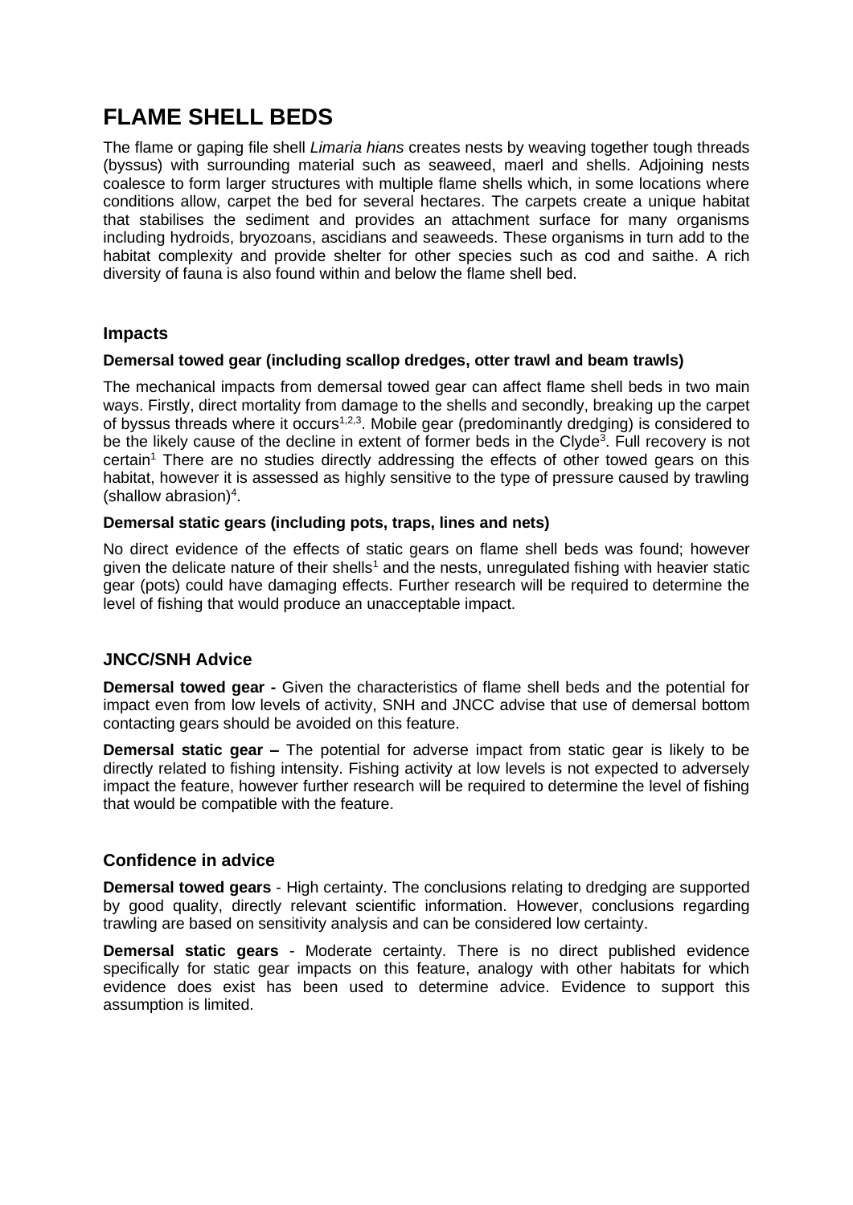# FLAME SHELL BEDS

The flame or gaping file shell *Limaria hians* creates nests by weaving together tough threads (byssus) with surrounding material such as seaweed, maerl and shells. Adjoining nests coalesce to form larger structures with multiple flame shells which, in some locations where conditions allow, carpet the bed for several hectares. The carpets create a unique habitat that stabilises the sediment and provides an attachment surface for many organisms including hydroids, bryozoans, ascidians and seaweeds. These organisms in turn add to the habitat complexity and provide shelter for other species such as cod and saithe. A rich diversity of fauna is also found within and below the flame shell bed.

### Impacts

#### Demersal towed gear (including scallop dredges, otter trawl and beam trawls)

The mechanical impacts from demersal towed gear can affect flame shell beds in two main ways. Firstly, direct mortality from damage to the shells and secondly, breaking up the carpet of byssus threads where it occurs[1,2,3]. Mobile gear (predominantly dredging) is considered to be the likely cause of the decline in extent of former beds in the Clyde[3]. Full recovery is not certain[1] There are no studies directly addressing the effects of other towed gears on this habitat, however it is assessed as highly sensitive to the type of pressure caused by trawling (shallow abrasion)[4].

#### Demersal static gears (including pots, traps, lines and nets)

No direct evidence of the effects of static gears on flame shell beds was found; however given the delicate nature of their shells[1] and the nests, unregulated fishing with heavier static gear (pots) could have damaging effects. Further research will be required to determine the level of fishing that would produce an unacceptable impact.

### JNCC/SNH Advice

**Demersal towed gear -** Given the characteristics of flame shell beds and the potential for impact even from low levels of activity, SNH and JNCC advise that use of demersal bottom contacting gears should be avoided on this feature.

**Demersal static gear –** The potential for adverse impact from static gear is likely to be directly related to fishing intensity. Fishing activity at low levels is not expected to adversely impact the feature, however further research will be required to determine the level of fishing that would be compatible with the feature.

### Confidence in advice

**Demersal towed gears** - High certainty. The conclusions relating to dredging are supported by good quality, directly relevant scientific information. However, conclusions regarding trawling are based on sensitivity analysis and can be considered low certainty.

**Demersal static gears** - Moderate certainty. There is no direct published evidence specifically for static gear impacts on this feature, analogy with other habitats for which evidence does exist has been used to determine advice. Evidence to support this assumption is limited.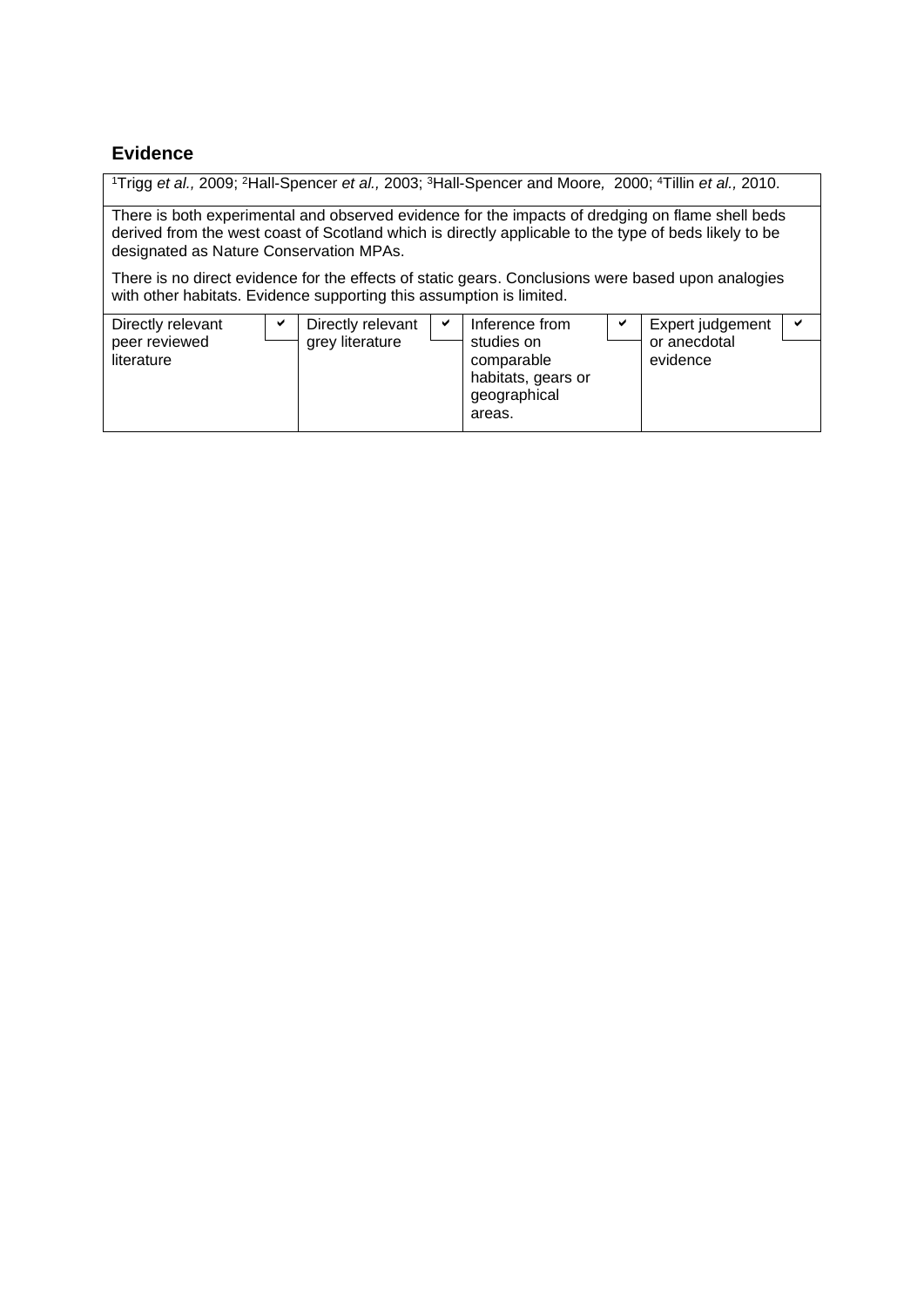## Evidence

| |
|---|
| [1]Trigg *et al.,* 2009; [2]Hall-Spencer *et al.,* 2003; [3]Hall-Spencer and Moore*,* 2000; [4]Tillin *et al.,* 2010. |
| There is both experimental and observed evidence for the impacts of dredging on flame shell beds derived from the west coast of Scotland which is directly applicable to the type of beds likely to be designated as Nature Conservation MPAs.<br><br>There is no direct evidence for the effects of static gears. Conclusions were based upon analogies with other habitats. Evidence supporting this assumption is limited. |

| | | | | | | | |
|---|---|---|---|---|---|---|---|
| Directly relevant peer reviewed literature | ✔ | Directly relevant grey literature | ✔ | Inference from studies on comparable habitats, gears or geographical areas. | ✔ | Expert judgement or anecdotal evidence | ✔ |